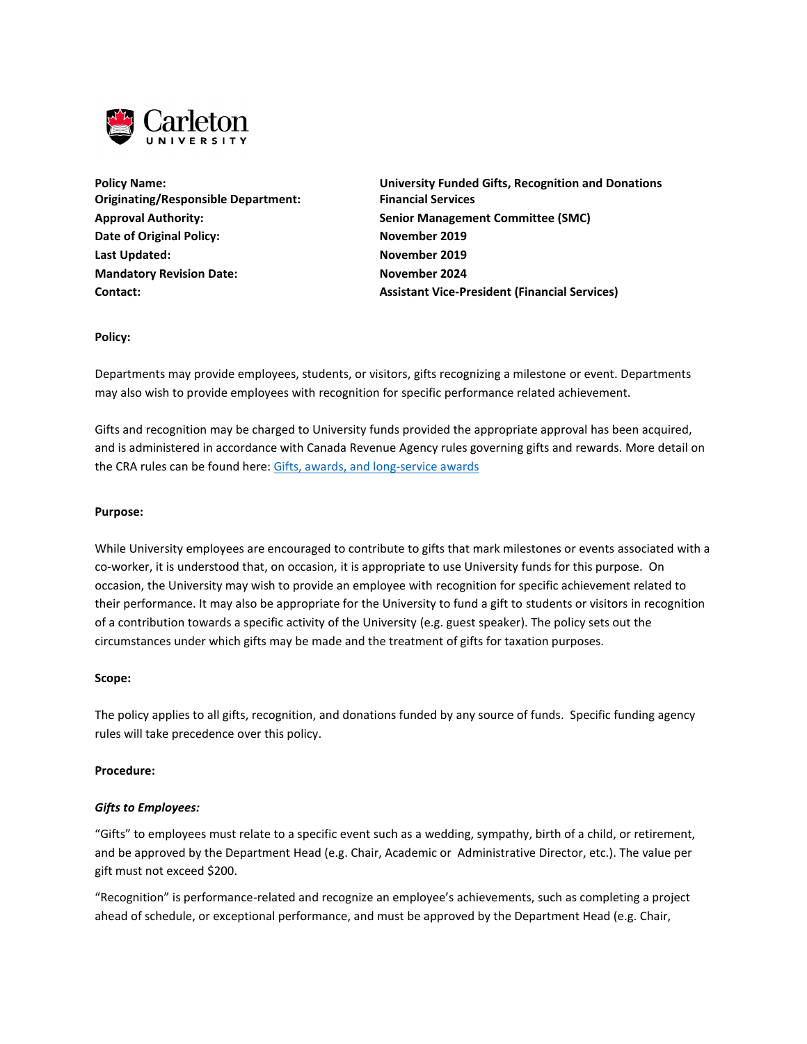Carleton UNIVERSITY

| | |
|---|---|
| **Policy Name:** | **University Funded Gifts, Recognition and Donations** |
| **Originating/Responsible Department:** | **Financial Services** |
| **Approval Authority:** | **Senior Management Committee (SMC)** |
| **Date of Original Policy:** | **November 2019** |
| **Last Updated:** | **November 2019** |
| **Mandatory Revision Date:** | **November 2024** |
| **Contact:** | **Assistant Vice-President (Financial Services)** |

**Policy:**

Departments may provide employees, students, or visitors, gifts recognizing a milestone or event. Departments may also wish to provide employees with recognition for specific performance related achievement.

Gifts and recognition may be charged to University funds provided the appropriate approval has been acquired, and is administered in accordance with Canada Revenue Agency rules governing gifts and rewards. More detail on the CRA rules can be found here: Gifts, awards, and long-service awards

**Purpose:**

While University employees are encouraged to contribute to gifts that mark milestones or events associated with a co-worker, it is understood that, on occasion, it is appropriate to use University funds for this purpose. On occasion, the University may wish to provide an employee with recognition for specific achievement related to their performance. It may also be appropriate for the University to fund a gift to students or visitors in recognition of a contribution towards a specific activity of the University (e.g. guest speaker). The policy sets out the circumstances under which gifts may be made and the treatment of gifts for taxation purposes.

**Scope:**

The policy applies to all gifts, recognition, and donations funded by any source of funds. Specific funding agency rules will take precedence over this policy.

**Procedure:**

***Gifts to Employees:***

"Gifts" to employees must relate to a specific event such as a wedding, sympathy, birth of a child, or retirement, and be approved by the Department Head (e.g. Chair, Academic or Administrative Director, etc.). The value per gift must not exceed $200.

"Recognition" is performance-related and recognize an employee's achievements, such as completing a project ahead of schedule, or exceptional performance, and must be approved by the Department Head (e.g. Chair,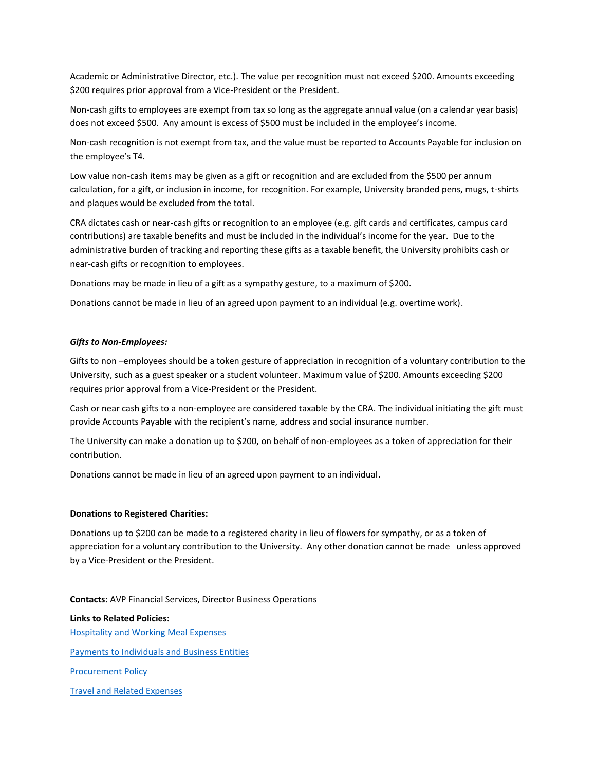Academic or Administrative Director, etc.). The value per recognition must not exceed $200. Amounts exceeding $200 requires prior approval from a Vice-President or the President.

Non-cash gifts to employees are exempt from tax so long as the aggregate annual value (on a calendar year basis) does not exceed $500. Any amount is excess of $500 must be included in the employee's income.

Non-cash recognition is not exempt from tax, and the value must be reported to Accounts Payable for inclusion on the employee's T4.

Low value non-cash items may be given as a gift or recognition and are excluded from the $500 per annum calculation, for a gift, or inclusion in income, for recognition. For example, University branded pens, mugs, t-shirts and plaques would be excluded from the total.

CRA dictates cash or near-cash gifts or recognition to an employee (e.g. gift cards and certificates, campus card contributions) are taxable benefits and must be included in the individual's income for the year. Due to the administrative burden of tracking and reporting these gifts as a taxable benefit, the University prohibits cash or near-cash gifts or recognition to employees.

Donations may be made in lieu of a gift as a sympathy gesture, to a maximum of $200.

Donations cannot be made in lieu of an agreed upon payment to an individual (e.g. overtime work).

***Gifts to Non-Employees:***

Gifts to non –employees should be a token gesture of appreciation in recognition of a voluntary contribution to the University, such as a guest speaker or a student volunteer. Maximum value of $200. Amounts exceeding $200 requires prior approval from a Vice-President or the President.

Cash or near cash gifts to a non-employee are considered taxable by the CRA. The individual initiating the gift must provide Accounts Payable with the recipient's name, address and social insurance number.

The University can make a donation up to $200, on behalf of non-employees as a token of appreciation for their contribution.

Donations cannot be made in lieu of an agreed upon payment to an individual.

**Donations to Registered Charities:**

Donations up to $200 can be made to a registered charity in lieu of flowers for sympathy, or as a token of appreciation for a voluntary contribution to the University. Any other donation cannot be made unless approved by a Vice-President or the President.

**Contacts:** AVP Financial Services, Director Business Operations

**Links to Related Policies:**

Hospitality and Working Meal Expenses

Payments to Individuals and Business Entities

Procurement Policy

Travel and Related Expenses